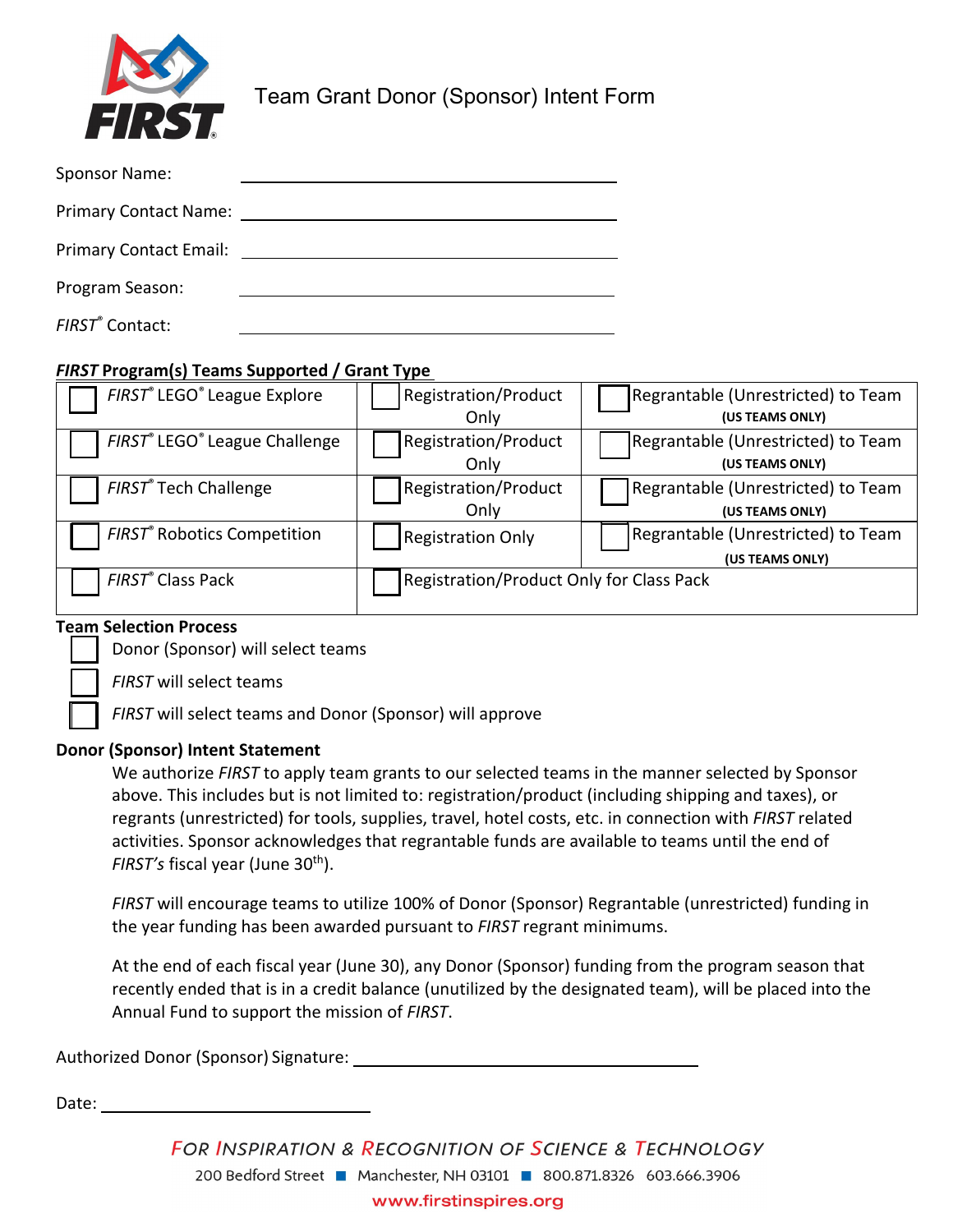# Team Grant Donor (Sponsor) Intent Form

Sponsor Name: ______________________________

Primary Contact Name: ______________________________

Primary Contact Email: ______________________________

Program Season: ______________________________

*FIRST*® Contact: ______________________________

## ***FIRST*** **Program(s) Teams Supported / Grant Type**

| | | |
|---|---|---|
| ☐ *FIRST*® LEGO® League Explore | ☐ Registration/Product Only | ☐ Regrantable (Unrestricted) to Team **(US TEAMS ONLY)** |
| ☐ *FIRST*® LEGO® League Challenge | ☐ Registration/Product Only | ☐ Regrantable (Unrestricted) to Team **(US TEAMS ONLY)** |
| ☐ *FIRST*® Tech Challenge | ☐ Registration/Product Only | ☐ Regrantable (Unrestricted) to Team **(US TEAMS ONLY)** |
| ☐ *FIRST*® Robotics Competition | ☐ Registration Only | ☐ Regrantable (Unrestricted) to Team **(US TEAMS ONLY)** |
| ☐ *FIRST*® Class Pack | ☐ Registration/Product Only for Class Pack | |

**Team Selection Process**

- ☐ Donor (Sponsor) will select teams
- ☐ *FIRST* will select teams
- ☐ *FIRST* will select teams and Donor (Sponsor) will approve

**Donor (Sponsor) Intent Statement**

We authorize *FIRST* to apply team grants to our selected teams in the manner selected by Sponsor above. This includes but is not limited to: registration/product (including shipping and taxes), or regrants (unrestricted) for tools, supplies, travel, hotel costs, etc. in connection with *FIRST* related activities. Sponsor acknowledges that regrantable funds are available to teams until the end of *FIRST's* fiscal year (June 30th).

*FIRST* will encourage teams to utilize 100% of Donor (Sponsor) Regrantable (unrestricted) funding in the year funding has been awarded pursuant to *FIRST* regrant minimums.

At the end of each fiscal year (June 30), any Donor (Sponsor) funding from the program season that recently ended that is in a credit balance (unutilized by the designated team), will be placed into the Annual Fund to support the mission of *FIRST*.

Authorized Donor (Sponsor) Signature: ______________________________

Date: ____________________

*FOR INSPIRATION & RECOGNITION OF SCIENCE & TECHNOLOGY*

200 Bedford Street ■ Manchester, NH 03101 ■ 800.871.8326 603.666.3906

www.firstinspires.org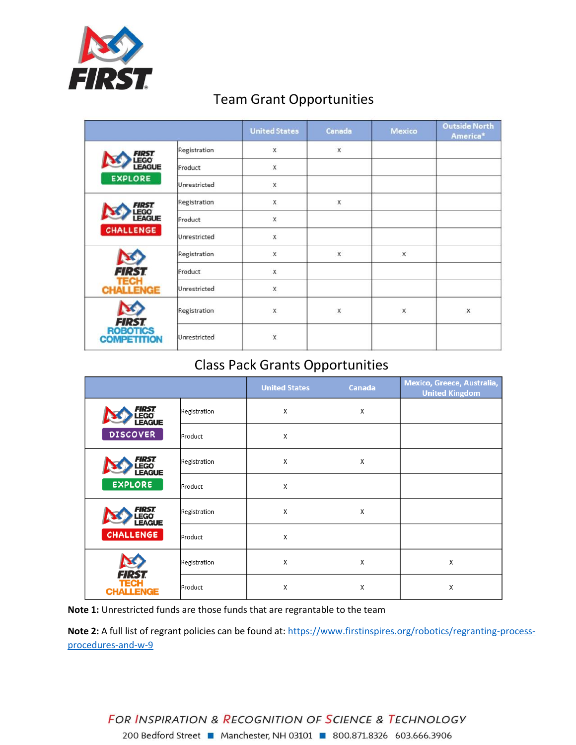## Team Grant Opportunities

| | | United States | Canada | Mexico | Outside North America* |
|---|---|---|---|---|---|
| FIRST LEGO LEAGUE EXPLORE | Registration | x | x | | |
| | Product | x | | | |
| | Unrestricted | x | | | |
| FIRST LEGO LEAGUE CHALLENGE | Registration | x | x | | |
| | Product | x | | | |
| | Unrestricted | x | | | |
| FIRST TECH CHALLENGE | Registration | x | x | x | |
| | Product | x | | | |
| | Unrestricted | x | | | |
| FIRST ROBOTICS COMPETITION | Registration | x | x | x | x |
| | Unrestricted | x | | | |

## Class Pack Grants Opportunities

| | | United States | Canada | Mexico, Greece, Australia, United Kingdom |
|---|---|---|---|---|
| FIRST LEGO LEAGUE DISCOVER | Registration | X | X | |
| | Product | X | | |
| FIRST LEGO LEAGUE EXPLORE | Registration | X | X | |
| | Product | X | | |
| FIRST LEGO LEAGUE CHALLENGE | Registration | X | X | |
| | Product | X | | |
| FIRST TECH CHALLENGE | Registration | X | X | X |
| | Product | X | X | X |

**Note 1:** Unrestricted funds are those funds that are regrantable to the team

**Note 2:** A full list of regrant policies can be found at: https://www.firstinspires.org/robotics/regranting-process-procedures-and-w-9

FOR INSPIRATION & RECOGNITION OF SCIENCE & TECHNOLOGY

200 Bedford Street ■ Manchester, NH 03101 ■ 800.871.8326 603.666.3906